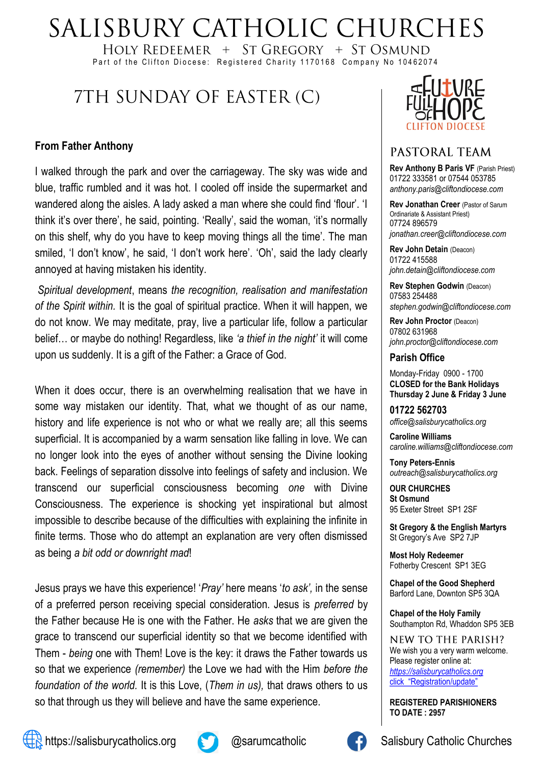# SALISBURY CATHOLIC CHURCHES

HOLY REDEEMER + ST GREGORY + ST OSMUND

Part of the Clifton Diocese: Registered Charity 1170168 Company No 10462074

## 7TH SUNDAY OF EASTER (C)

### From Father Anthony

I walked through the park and over the carriageway. The sky was wide and blue, traffic rumbled and it was hot. I cooled off inside the supermarket and wandered along the aisles. A lady asked a man where she could find 'flour'. 'I think it's over there', he said, pointing. 'Really', said the woman, 'it's normally on this shelf, why do you have to keep moving things all the time'. The man smiled, 'I don't know', he said, 'I don't work here'. 'Oh', said the lady clearly annoyed at having mistaken his identity.

*Spiritual development*, means *the recognition, realisation and manifestation of the Spirit within.* It is the goal of spiritual practice. When it will happen, we do not know. We may meditate, pray, live a particular life, follow a particular belief… or maybe do nothing! Regardless, like *'a thief in the night'* it will come upon us suddenly. It is a gift of the Father: a Grace of God.

When it does occur, there is an overwhelming realisation that we have in some way mistaken our identity. That, what we thought of as our name, history and life experience is not who or what we really are; all this seems superficial. It is accompanied by a warm sensation like falling in love. We can no longer look into the eyes of another without sensing the Divine looking back. Feelings of separation dissolve into feelings of safety and inclusion. We transcend our superficial consciousness becoming *one* with Divine Consciousness. The experience is shocking yet inspirational but almost impossible to describe because of the difficulties with explaining the infinite in finite terms. Those who do attempt an explanation are very often dismissed as being *a bit odd or downright mad*!

Jesus prays we have this experience! '*Pray'* here means '*to ask',* in the sense of a preferred person receiving special consideration. Jesus is *preferred* by the Father because He is one with the Father. He *asks* that we are given the grace to transcend our superficial identity so that we become identified with Them - *being* one with Them! Love is the key: it draws the Father towards us so that we experience *(remember)* the Love we had with the Him *before the foundation of the world.* It is this Love, (*Them in us),* that draws others to us so that through us they will believe and have the same experience.

---

A FUTURE FULL OF HOPE
CLIFTON DIOCESE

## PASTORAL TEAM

**Rev Anthony B Paris VF** (Parish Priest)
01722 333581 or 07544 053785
*anthony.paris@cliftondiocese.com*

**Rev Jonathan Creer** (Pastor of Sarum Ordinariate & Assistant Priest)
07724 896579
*jonathan.creer@cliftondiocese.com*

**Rev John Detain** (Deacon)
01722 415588
*john.detain@cliftondiocese.com*

**Rev Stephen Godwin** (Deacon)
07583 254488
*stephen.godwin@cliftondiocese.com*

**Rev John Proctor** (Deacon)
07802 631968
*john.proctor@cliftondiocese.com*

### Parish Office

Monday-Friday 0900 - 1700
**CLOSED for the Bank Holidays Thursday 2 June & Friday 3 June**

**01722 562703**
*office@salisburycatholics.org*

**Caroline Williams**
*caroline.williams@cliftondiocese.com*

**Tony Peters-Ennis**
*outreach@salisburycatholics.org*

**OUR CHURCHES**

**St Osmund**
95 Exeter Street SP1 2SF

**St Gregory & the English Martyrs**
St Gregory's Ave SP2 7JP

**Most Holy Redeemer**
Fotherby Crescent SP1 3EG

**Chapel of the Good Shepherd**
Barford Lane, Downton SP5 3QA

**Chapel of the Holy Family**
Southampton Rd, Whaddon SP5 3EB

## NEW TO THE PARISH?

We wish you a very warm welcome. Please register online at:
https://salisburycatholics.org
click "Registration/update"

**REGISTERED PARISHIONERS TO DATE : 2957**

---

https://salisburycatholics.org @sarumcatholic Salisbury Catholic Churches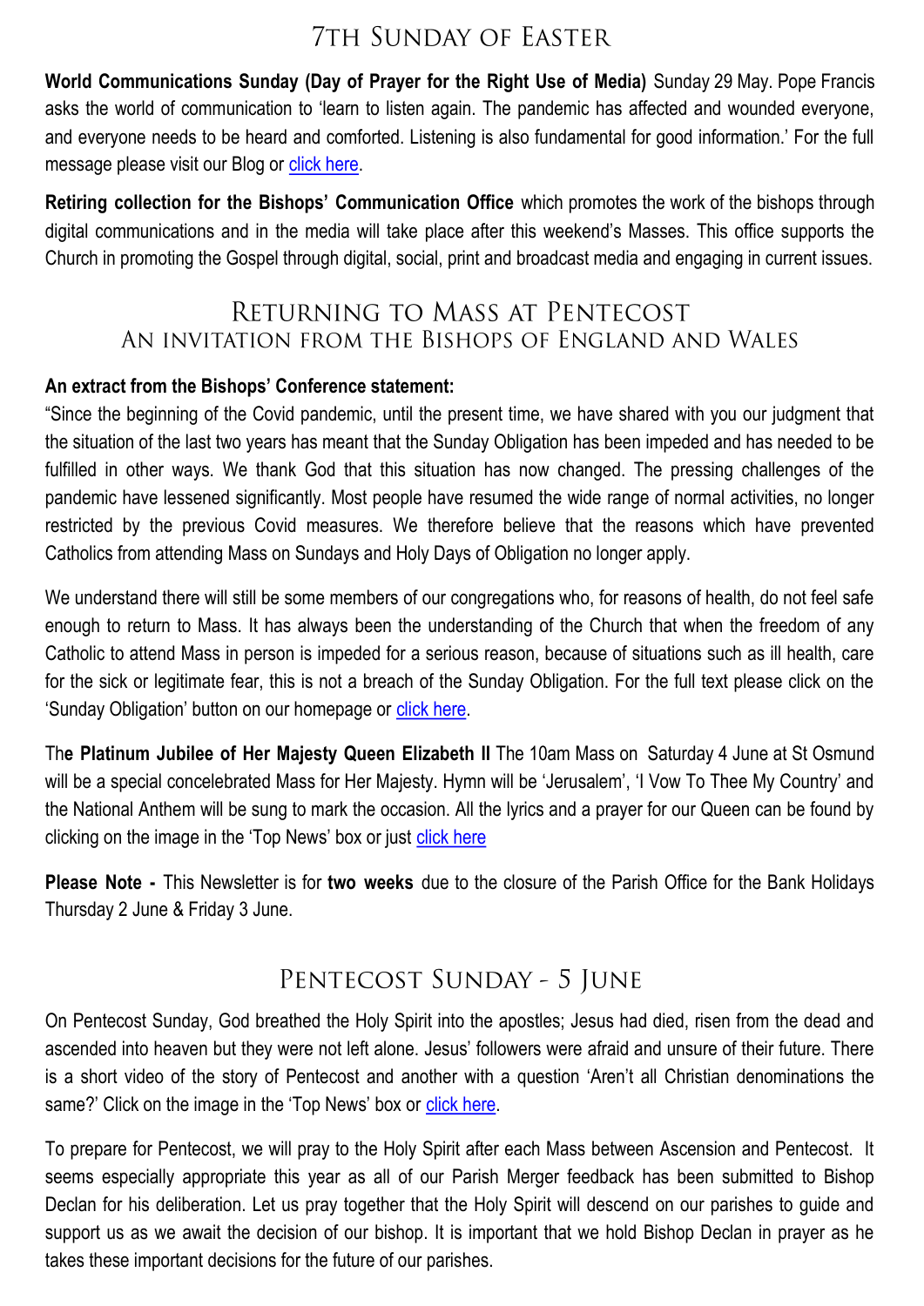# 7th Sunday of Easter

**World Communications Sunday (Day of Prayer for the Right Use of Media)** Sunday 29 May. Pope Francis asks the world of communication to 'learn to listen again. The pandemic has affected and wounded everyone, and everyone needs to be heard and comforted. Listening is also fundamental for good information.' For the full message please visit our Blog or click here.

**Retiring collection for the Bishops' Communication Office** which promotes the work of the bishops through digital communications and in the media will take place after this weekend's Masses. This office supports the Church in promoting the Gospel through digital, social, print and broadcast media and engaging in current issues.

# Returning to Mass at Pentecost

## An invitation from the Bishops of England and Wales

**An extract from the Bishops' Conference statement:**

"Since the beginning of the Covid pandemic, until the present time, we have shared with you our judgment that the situation of the last two years has meant that the Sunday Obligation has been impeded and has needed to be fulfilled in other ways. We thank God that this situation has now changed. The pressing challenges of the pandemic have lessened significantly. Most people have resumed the wide range of normal activities, no longer restricted by the previous Covid measures. We therefore believe that the reasons which have prevented Catholics from attending Mass on Sundays and Holy Days of Obligation no longer apply.

We understand there will still be some members of our congregations who, for reasons of health, do not feel safe enough to return to Mass. It has always been the understanding of the Church that when the freedom of any Catholic to attend Mass in person is impeded for a serious reason, because of situations such as ill health, care for the sick or legitimate fear, this is not a breach of the Sunday Obligation. For the full text please click on the 'Sunday Obligation' button on our homepage or click here.

The **Platinum Jubilee of Her Majesty Queen Elizabeth II** The 10am Mass on Saturday 4 June at St Osmund will be a special concelebrated Mass for Her Majesty. Hymn will be 'Jerusalem', 'I Vow To Thee My Country' and the National Anthem will be sung to mark the occasion. All the lyrics and a prayer for our Queen can be found by clicking on the image in the 'Top News' box or just click here

**Please Note -** This Newsletter is for **two weeks** due to the closure of the Parish Office for the Bank Holidays Thursday 2 June & Friday 3 June.

# Pentecost Sunday - 5 June

On Pentecost Sunday, God breathed the Holy Spirit into the apostles; Jesus had died, risen from the dead and ascended into heaven but they were not left alone. Jesus' followers were afraid and unsure of their future. There is a short video of the story of Pentecost and another with a question 'Aren't all Christian denominations the same?' Click on the image in the 'Top News' box or click here.

To prepare for Pentecost, we will pray to the Holy Spirit after each Mass between Ascension and Pentecost. It seems especially appropriate this year as all of our Parish Merger feedback has been submitted to Bishop Declan for his deliberation. Let us pray together that the Holy Spirit will descend on our parishes to guide and support us as we await the decision of our bishop. It is important that we hold Bishop Declan in prayer as he takes these important decisions for the future of our parishes.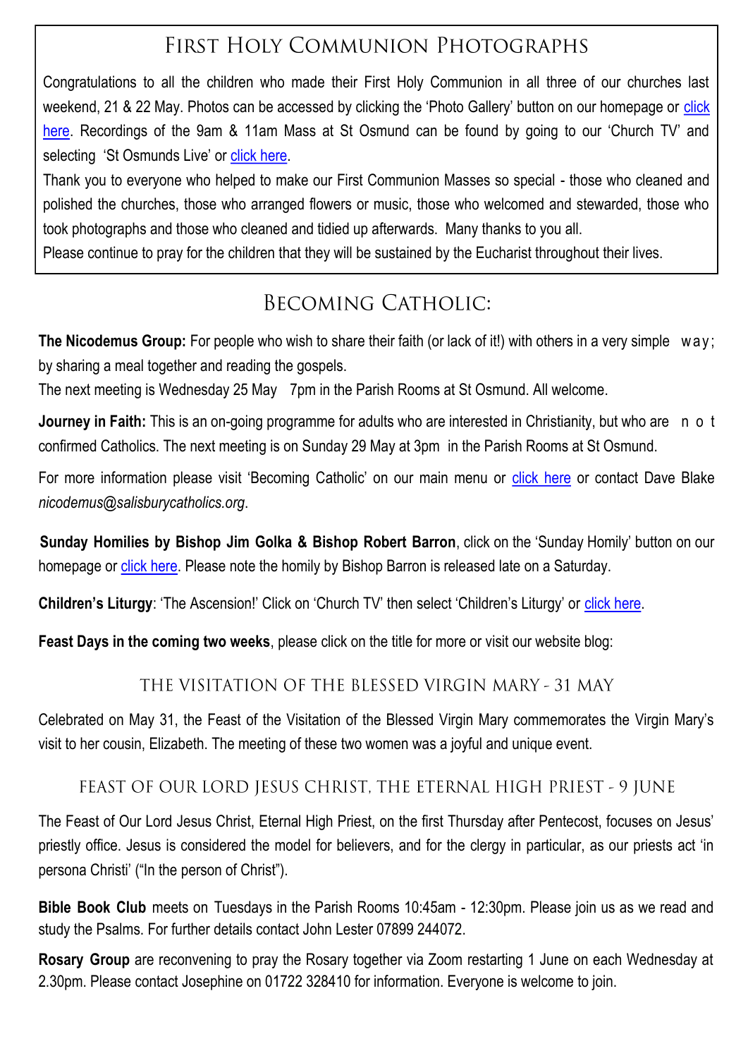## First Holy Communion Photographs

Congratulations to all the children who made their First Holy Communion in all three of our churches last weekend, 21 & 22 May. Photos can be accessed by clicking the 'Photo Gallery' button on our homepage or click here. Recordings of the 9am & 11am Mass at St Osmund can be found by going to our 'Church TV' and selecting 'St Osmunds Live' or click here.

Thank you to everyone who helped to make our First Communion Masses so special - those who cleaned and polished the churches, those who arranged flowers or music, those who welcomed and stewarded, those who took photographs and those who cleaned and tidied up afterwards. Many thanks to you all.

Please continue to pray for the children that they will be sustained by the Eucharist throughout their lives.

## Becoming Catholic:

**The Nicodemus Group:** For people who wish to share their faith (or lack of it!) with others in a very simple way; by sharing a meal together and reading the gospels.

The next meeting is Wednesday 25 May 7pm in the Parish Rooms at St Osmund. All welcome.

**Journey in Faith:** This is an on-going programme for adults who are interested in Christianity, but who are not confirmed Catholics. The next meeting is on Sunday 29 May at 3pm in the Parish Rooms at St Osmund.

For more information please visit 'Becoming Catholic' on our main menu or click here or contact Dave Blake *nicodemus@salisburycatholics.org*.

**Sunday Homilies by Bishop Jim Golka & Bishop Robert Barron**, click on the 'Sunday Homily' button on our homepage or click here. Please note the homily by Bishop Barron is released late on a Saturday.

**Children's Liturgy**: 'The Ascension!' Click on 'Church TV' then select 'Children's Liturgy' or click here.

**Feast Days in the coming two weeks**, please click on the title for more or visit our website blog:

### The Visitation of the Blessed Virgin Mary - 31 May

Celebrated on May 31, the Feast of the Visitation of the Blessed Virgin Mary commemorates the Virgin Mary's visit to her cousin, Elizabeth. The meeting of these two women was a joyful and unique event.

### Feast of Our Lord Jesus Christ, the Eternal High Priest - 9 June

The Feast of Our Lord Jesus Christ, Eternal High Priest, on the first Thursday after Pentecost, focuses on Jesus' priestly office. Jesus is considered the model for believers, and for the clergy in particular, as our priests act 'in persona Christi' ("In the person of Christ").

**Bible Book Club** meets on Tuesdays in the Parish Rooms 10:45am - 12:30pm. Please join us as we read and study the Psalms. For further details contact John Lester 07899 244072.

**Rosary Group** are reconvening to pray the Rosary together via Zoom restarting 1 June on each Wednesday at 2.30pm. Please contact Josephine on 01722 328410 for information. Everyone is welcome to join.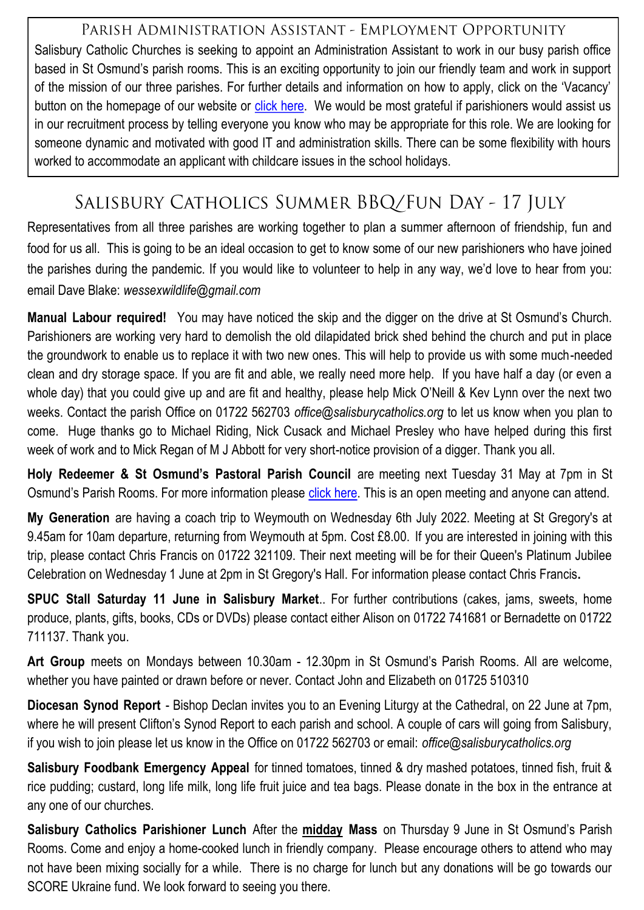## Parish Administration Assistant - Employment Opportunity

Salisbury Catholic Churches is seeking to appoint an Administration Assistant to work in our busy parish office based in St Osmund's parish rooms. This is an exciting opportunity to join our friendly team and work in support of the mission of our three parishes. For further details and information on how to apply, click on the 'Vacancy' button on the homepage of our website or click here. We would be most grateful if parishioners would assist us in our recruitment process by telling everyone you know who may be appropriate for this role. We are looking for someone dynamic and motivated with good IT and administration skills. There can be some flexibility with hours worked to accommodate an applicant with childcare issues in the school holidays.

## Salisbury Catholics Summer BBQ/Fun Day - 17 July

Representatives from all three parishes are working together to plan a summer afternoon of friendship, fun and food for us all. This is going to be an ideal occasion to get to know some of our new parishioners who have joined the parishes during the pandemic. If you would like to volunteer to help in any way, we'd love to hear from you: email Dave Blake: *wessexwildlife@gmail.com*

**Manual Labour required!** You may have noticed the skip and the digger on the drive at St Osmund's Church. Parishioners are working very hard to demolish the old dilapidated brick shed behind the church and put in place the groundwork to enable us to replace it with two new ones. This will help to provide us with some much-needed clean and dry storage space. If you are fit and able, we really need more help. If you have half a day (or even a whole day) that you could give up and are fit and healthy, please help Mick O'Neill & Kev Lynn over the next two weeks. Contact the parish Office on 01722 562703 *office@salisburycatholics.org* to let us know when you plan to come. Huge thanks go to Michael Riding, Nick Cusack and Michael Presley who have helped during this first week of work and to Mick Regan of M J Abbott for very short-notice provision of a digger. Thank you all.

**Holy Redeemer & St Osmund's Pastoral Parish Council** are meeting next Tuesday 31 May at 7pm in St Osmund's Parish Rooms. For more information please click here. This is an open meeting and anyone can attend.

**My Generation** are having a coach trip to Weymouth on Wednesday 6th July 2022. Meeting at St Gregory's at 9.45am for 10am departure, returning from Weymouth at 5pm. Cost £8.00. If you are interested in joining with this trip, please contact Chris Francis on 01722 321109. Their next meeting will be for their Queen's Platinum Jubilee Celebration on Wednesday 1 June at 2pm in St Gregory's Hall. For information please contact Chris Francis**.**

**SPUC Stall Saturday 11 June in Salisbury Market**.. For further contributions (cakes, jams, sweets, home produce, plants, gifts, books, CDs or DVDs) please contact either Alison on 01722 741681 or Bernadette on 01722 711137. Thank you.

**Art Group** meets on Mondays between 10.30am - 12.30pm in St Osmund's Parish Rooms. All are welcome, whether you have painted or drawn before or never. Contact John and Elizabeth on 01725 510310

**Diocesan Synod Report** - Bishop Declan invites you to an Evening Liturgy at the Cathedral, on 22 June at 7pm, where he will present Clifton's Synod Report to each parish and school. A couple of cars will going from Salisbury, if you wish to join please let us know in the Office on 01722 562703 or email: *office@salisburycatholics.org*

**Salisbury Foodbank Emergency Appeal** for tinned tomatoes, tinned & dry mashed potatoes, tinned fish, fruit & rice pudding; custard, long life milk, long life fruit juice and tea bags. Please donate in the box in the entrance at any one of our churches.

**Salisbury Catholics Parishioner Lunch** After the **midday Mass** on Thursday 9 June in St Osmund's Parish Rooms. Come and enjoy a home-cooked lunch in friendly company. Please encourage others to attend who may not have been mixing socially for a while. There is no charge for lunch but any donations will be go towards our SCORE Ukraine fund. We look forward to seeing you there.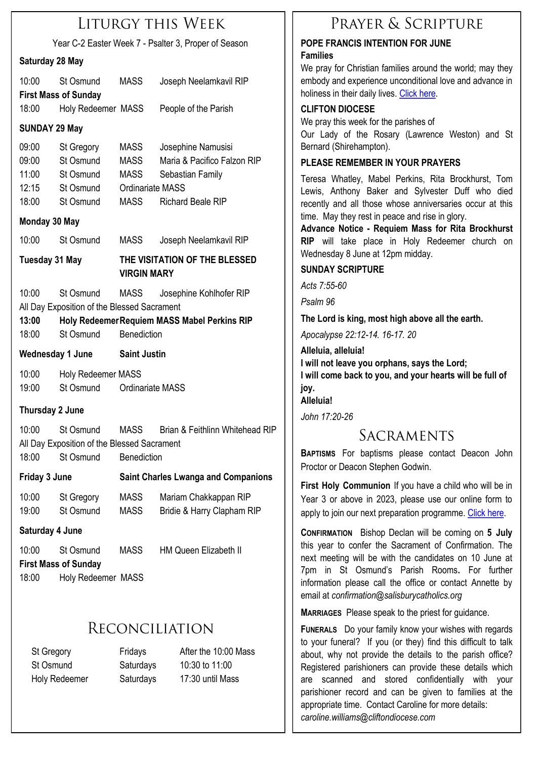# Liturgy this Week

Year C-2 Easter Week 7 - Psalter 3, Proper of Season

**Saturday 28 May**

| | | | |
|---|---|---|---|
| 10:00 | St Osmund | MASS | Joseph Neelamkavil RIP |

**First Mass of Sunday**

| | | | |
|---|---|---|---|
| 18:00 | Holy Redeemer | MASS | People of the Parish |

**SUNDAY 29 May**

| | | | |
|---|---|---|---|
| 09:00 | St Gregory | MASS | Josephine Namusisi |
| 09:00 | St Osmund | MASS | Maria & Pacifico Falzon RIP |
| 11:00 | St Osmund | MASS | Sebastian Family |
| 12:15 | St Osmund | Ordinariate MASS | |
| 18:00 | St Osmund | MASS | Richard Beale RIP |

**Monday 30 May**

| | | | |
|---|---|---|---|
| 10:00 | St Osmund | MASS | Joseph Neelamkavil RIP |

**Tuesday 31 May** — **THE VISITATION OF THE BLESSED VIRGIN MARY**

| | | | |
|---|---|---|---|
| 10:00 | St Osmund | MASS | Josephine Kohlhofer RIP |

All Day Exposition of the Blessed Sacrament

| | | | |
|---|---|---|---|
| **13:00** | **Holy Redeemer** | **Requiem MASS** | **Mabel Perkins RIP** |
| 18:00 | St Osmund | Benediction | |

**Wednesday 1 June** — **Saint Justin**

| | | | |
|---|---|---|---|
| 10:00 | Holy Redeemer | MASS | |
| 19:00 | St Osmund | Ordinariate MASS | |

**Thursday 2 June**

| | | | |
|---|---|---|---|
| 10:00 | St Osmund | MASS | Brian & Feithlinn Whitehead RIP |

All Day Exposition of the Blessed Sacrament

| | | | |
|---|---|---|---|
| 18:00 | St Osmund | Benediction | |

**Friday 3 June** — **Saint Charles Lwanga and Companions**

| | | | |
|---|---|---|---|
| 10:00 | St Gregory | MASS | Mariam Chakkappan RIP |
| 19:00 | St Osmund | MASS | Bridie & Harry Clapham RIP |

**Saturday 4 June**

| | | | |
|---|---|---|---|
| 10:00 | St Osmund | MASS | HM Queen Elizabeth II |

**First Mass of Sunday**

| | | | |
|---|---|---|---|
| 18:00 | Holy Redeemer | MASS | |

# Reconciliation

| | | |
|---|---|---|
| St Gregory | Fridays | After the 10:00 Mass |
| St Osmund | Saturdays | 10:30 to 11:00 |
| Holy Redeemer | Saturdays | 17:30 until Mass |

# Prayer & Scripture

**POPE FRANCIS INTENTION FOR JUNE**
**Families**

We pray for Christian families around the world; may they embody and experience unconditional love and advance in holiness in their daily lives. Click here.

**CLIFTON DIOCESE**

We pray this week for the parishes of Our Lady of the Rosary (Lawrence Weston) and St Bernard (Shirehampton).

**PLEASE REMEMBER IN YOUR PRAYERS**

Teresa Whatley, Mabel Perkins, Rita Brockhurst, Tom Lewis, Anthony Baker and Sylvester Duff who died recently and all those whose anniversaries occur at this time. May they rest in peace and rise in glory.

**Advance Notice - Requiem Mass for Rita Brockhurst RIP** will take place in Holy Redeemer church on Wednesday 8 June at 12pm midday.

**SUNDAY SCRIPTURE**

*Acts 7:55-60*

*Psalm 96*

**The Lord is king, most high above all the earth.**

*Apocalypse 22:12-14. 16-17. 20*

**Alleluia, alleluia!**
**I will not leave you orphans, says the Lord;**
**I will come back to you, and your hearts will be full of joy.**
**Alleluia!**

*John 17:20-26*

# Sacraments

**Baptisms** For baptisms please contact Deacon John Proctor or Deacon Stephen Godwin.

**First Holy Communion** If you have a child who will be in Year 3 or above in 2023, please use our online form to apply to join our next preparation programme. Click here.

**Confirmation** Bishop Declan will be coming on **5 July** this year to confer the Sacrament of Confirmation. The next meeting will be with the candidates on 10 June at 7pm in St Osmund's Parish Rooms**.** For further information please call the office or contact Annette by email at *confirmation@salisburycatholics.org*

**Marriages** Please speak to the priest for guidance.

**Funerals** Do your family know your wishes with regards to your funeral? If you (or they) find this difficult to talk about, why not provide the details to the parish office? Registered parishioners can provide these details which are scanned and stored confidentially with your parishioner record and can be given to families at the appropriate time. Contact Caroline for more details: *caroline.williams@cliftondiocese.com*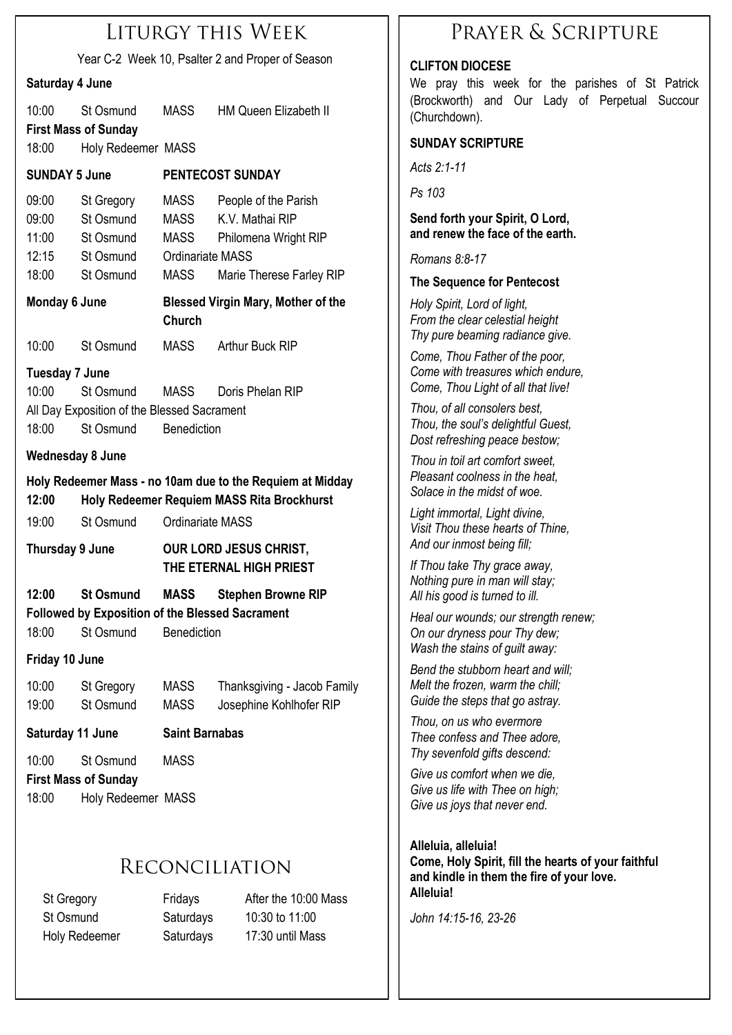# Liturgy this Week

Year C-2 Week 10, Psalter 2 and Proper of Season

**Saturday 4 June**

| | | | |
|---|---|---|---|
| 10:00 | St Osmund | MASS | HM Queen Elizabeth II |

**First Mass of Sunday**

| | | |
|---|---|---|
| 18:00 | Holy Redeemer | MASS |

**SUNDAY 5 June** — **PENTECOST SUNDAY**

| | | | |
|---|---|---|---|
| 09:00 | St Gregory | MASS | People of the Parish |
| 09:00 | St Osmund | MASS | K.V. Mathai RIP |
| 11:00 | St Osmund | MASS | Philomena Wright RIP |
| 12:15 | St Osmund | Ordinariate MASS | |
| 18:00 | St Osmund | MASS | Marie Therese Farley RIP |

**Monday 6 June** — **Blessed Virgin Mary, Mother of the Church**

| | | | |
|---|---|---|---|
| 10:00 | St Osmund | MASS | Arthur Buck RIP |

**Tuesday 7 June**

| | | | |
|---|---|---|---|
| 10:00 | St Osmund | MASS | Doris Phelan RIP |

All Day Exposition of the Blessed Sacrament

| | | |
|---|---|---|
| 18:00 | St Osmund | Benediction |

**Wednesday 8 June**

**Holy Redeemer Mass - no 10am due to the Requiem at Midday**

**12:00 Holy Redeemer Requiem MASS Rita Brockhurst**

| | | |
|---|---|---|
| 19:00 | St Osmund | Ordinariate MASS |

**Thursday 9 June** — **OUR LORD JESUS CHRIST, THE ETERNAL HIGH PRIEST**

| | | | |
|---|---|---|---|
| **12:00** | **St Osmund** | **MASS** | **Stephen Browne RIP** |

**Followed by Exposition of the Blessed Sacrament**

| | | |
|---|---|---|
| 18:00 | St Osmund | Benediction |

**Friday 10 June**

| | | | |
|---|---|---|---|
| 10:00 | St Gregory | MASS | Thanksgiving - Jacob Family |
| 19:00 | St Osmund | MASS | Josephine Kohlhofer RIP |

**Saturday 11 June** — **Saint Barnabas**

| | | |
|---|---|---|
| 10:00 | St Osmund | MASS |

**First Mass of Sunday**

| | | |
|---|---|---|
| 18:00 | Holy Redeemer | MASS |

# Reconciliation

| | | |
|---|---|---|
| St Gregory | Fridays | After the 10:00 Mass |
| St Osmund | Saturdays | 10:30 to 11:00 |
| Holy Redeemer | Saturdays | 17:30 until Mass |

# Prayer & Scripture

**CLIFTON DIOCESE**

We pray this week for the parishes of St Patrick (Brockworth) and Our Lady of Perpetual Succour (Churchdown).

**SUNDAY SCRIPTURE**

*Acts 2:1-11*

*Ps 103*

**Send forth your Spirit, O Lord, and renew the face of the earth.**

*Romans 8:8-17*

**The Sequence for Pentecost**

*Holy Spirit, Lord of light,*
*From the clear celestial height*
*Thy pure beaming radiance give.*

*Come, Thou Father of the poor,*
*Come with treasures which endure,*
*Come, Thou Light of all that live!*

*Thou, of all consolers best,*
*Thou, the soul's delightful Guest,*
*Dost refreshing peace bestow;*

*Thou in toil art comfort sweet,*
*Pleasant coolness in the heat,*
*Solace in the midst of woe.*

*Light immortal, Light divine,*
*Visit Thou these hearts of Thine,*
*And our inmost being fill;*

*If Thou take Thy grace away,*
*Nothing pure in man will stay;*
*All his good is turned to ill.*

*Heal our wounds; our strength renew;*
*On our dryness pour Thy dew;*
*Wash the stains of guilt away:*

*Bend the stubborn heart and will;*
*Melt the frozen, warm the chill;*
*Guide the steps that go astray.*

*Thou, on us who evermore*
*Thee confess and Thee adore,*
*Thy sevenfold gifts descend:*

*Give us comfort when we die,*
*Give us life with Thee on high;*
*Give us joys that never end.*

**Alleluia, alleluia!**
**Come, Holy Spirit, fill the hearts of your faithful and kindle in them the fire of your love.**
**Alleluia!**

*John 14:15-16, 23-26*